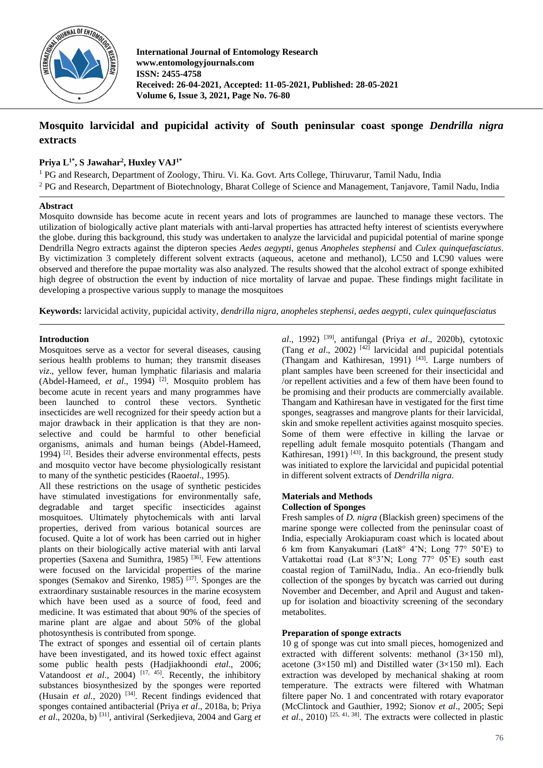**International Journal of Entomology Research**
**www.entomologyjournals.com**
**ISSN: 2455-4758**
**Received: 26-04-2021, Accepted: 11-05-2021, Published: 28-05-2021**

# Mosquito larvicidal and pupicidal activity of South peninsular coast sponge *Dendrilla nigra* extracts

**Priya L[1*], S Jawahar[2], Huxley VAJ[1*]**

[1] PG and Research, Department of Zoology, Thiru. Vi. Ka. Govt. Arts College, Thiruvarur, Tamil Nadu, India
[2] PG and Research, Department of Biotechnology, Bharat College of Science and Management, Tanjavore, Tamil Nadu, India

## Abstract

Mosquito downside has become acute in recent years and lots of programmes are launched to manage these vectors. The utilization of biologically active plant materials with anti-larval properties has attracted hefty interest of scientists everywhere the globe. during this background, this study was undertaken to analyze the larvicidal and pupicidal potential of marine sponge Dendrilla Negro extracts against the dipteron species *Aedes aegypti*, genus *Anopheles stephensi* and *Culex quinquefasciatus*. By victimization 3 completely different solvent extracts (aqueous, acetone and methanol), LC50 and LC90 values were observed and therefore the pupae mortality was also analyzed. The results showed that the alcohol extract of sponge exhibited high degree of obstruction the event by induction of nice mortality of larvae and pupae. These findings might facilitate in developing a prospective various supply to manage the mosquitoes

**Keywords:** larvicidal activity, pupicidal activity, *dendrilla nigra*, *anopheles stephensi*, *aedes aegypti*, *culex quinquefasciatus*

## Introduction

Mosquitoes serve as a vector for several diseases, causing serious health problems to human; they transmit diseases *viz*., yellow fever, human lymphatic filariasis and malaria (Abdel-Hameed, *et al*., 1994) [2]. Mosquito problem has become acute in recent years and many programmes have been launched to control these vectors. Synthetic insecticides are well recognized for their speedy action but a major drawback in their application is that they are non-selective and could be harmful to other beneficial organisms, animals and human beings (Abdel-Hameed, 1994) [2]. Besides their adverse environmental effects, pests and mosquito vector have become physiologically resistant to many of the synthetic pesticides (Rao*etal*., 1995).

All these restrictions on the usage of synthetic pesticides have stimulated investigations for environmentally safe, degradable and target specific insecticides against mosquitoes. Ultimately phytochemicals with anti larval properties, derived from various botanical sources are focused. Quite a lot of work has been carried out in higher plants on their biologically active material with anti larval properties (Saxena and Sumithra, 1985) [36]. Few attentions were focused on the larvicidal properties of the marine sponges (Semakov and Sirenko, 1985) [37]. Sponges are the extraordinary sustainable resources in the marine ecosystem which have been used as a source of food, feed and medicine. It was estimated that about 90% of the species of marine plant are algae and about 50% of the global photosynthesis is contributed from sponge.

The extract of sponges and essential oil of certain plants have been investigated, and its howed toxic effect against some public health pests (Hadjiakhoondi *etal*., 2006; Vatandoost *et al*., 2004) [17, 45]. Recently, the inhibitory substances biosynthesized by the sponges were reported (Husain *et al.,* 2020) [34]. Recent findings evidenced that sponges contained antibacterial (Priya *et al*., 2018a, b; Priya *et al*., 2020a, b) [31], antiviral (Serkedjieva, 2004 and Garg *et al*., 1992) [39], antifungal (Priya *et al*., 2020b), cytotoxic (Tang *et al*., 2002) [42] larvicidal and pupicidal potentials (Thangam and Kathiresan, 1991) [43]. Large numbers of plant samples have been screened for their insecticidal and /or repellent activities and a few of them have been found to be promising and their products are commercially available. Thangam and Kathiresan have in vestigated for the first time sponges, seagrasses and mangrove plants for their larvicidal, skin and smoke repellent activities against mosquito species. Some of them were effective in killing the larvae or repelling adult female mosquito potentials (Thangam and Kathiresan, 1991) [43]. In this background, the present study was initiated to explore the larvicidal and pupicidal potential in different solvent extracts of *Dendrilla nigra.*

## Materials and Methods

### Collection of Sponges

Fresh samples of *D. nigra* (Blackish green) specimens of the marine sponge were collected from the peninsular coast of India, especially Arokiapuram coast which is located about 6 km from Kanyakumari (Lat8° 4'N; Long 77° 50'E) to Vattakottai road (Lat 8°3'N; Long 77° 05'E) south east coastal region of TamilNadu, India.. An eco-friendly bulk collection of the sponges by bycatch was carried out during November and December, and April and August and taken-up for isolation and bioactivity screening of the secondary metabolites.

### Preparation of sponge extracts

10 g of sponge was cut into small pieces, homogenized and extracted with different solvents: methanol (3×150 ml), acetone (3×150 ml) and Distilled water (3×150 ml). Each extraction was developed by mechanical shaking at room temperature. The extracts were filtered with Whatman filtere paper No. 1 and concentrated with rotary evaporator (McClintock and Gauthier, 1992; Sionov *et al*., 2005; Sepi *et al*., 2010) [25, 41, 38]. The extracts were collected in plastic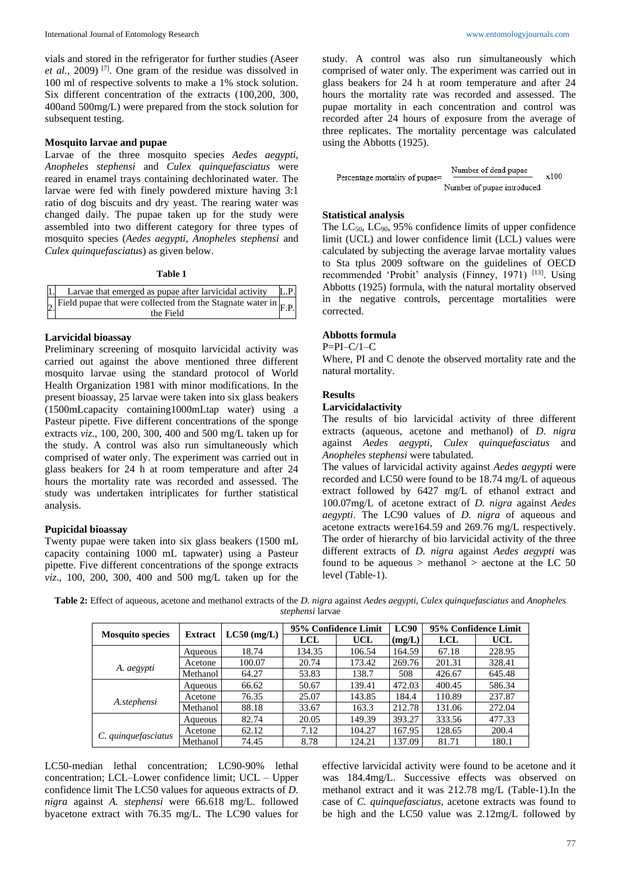vials and stored in the refrigerator for further studies (Aseer *et al.*, 2009) [7]. One gram of the residue was dissolved in 100 ml of respective solvents to make a 1% stock solution. Six different concentration of the extracts (100,200, 300, 400and 500mg/L) were prepared from the stock solution for subsequent testing.

### Mosquito larvae and pupae

Larvae of the three mosquito species *Aedes aegypti, Anopheles stephensi* and *Culex quinquefasciatus* were reared in enamel trays containing dechlorinated water. The larvae were fed with finely powdered mixture having 3:1 ratio of dog biscuits and dry yeast. The rearing water was changed daily. The pupae taken up for the study were assembled into two different category for three types of mosquito species (*Aedes aegypti, Anopheles stephensi* and *Culex quinquefasciatus*) as given below.

**Table 1**

| | | |
|---|---|---|
| 1. | Larvae that emerged as pupae after larvicidal activity | L.P. |
| 2. | Field pupae that were collected from the Stagnate water in the Field | F.P. |

### Larvicidal bioassay

Preliminary screening of mosquito larvicidal activity was carried out against the above mentioned three different mosquito larvae using the standard protocol of World Health Organization 1981 with minor modifications. In the present bioassay, 25 larvae were taken into six glass beakers (1500mLcapacity containing1000mLtap water) using a Pasteur pipette. Five different concentrations of the sponge extracts *viz*., 100, 200, 300, 400 and 500 mg/L taken up for the study. A control was also run simultaneously which comprised of water only. The experiment was carried out in glass beakers for 24 h at room temperature and after 24 hours the mortality rate was recorded and assessed. The study was undertaken intriplicates for further statistical analysis.

### Pupicidal bioassay

Twenty pupae were taken into six glass beakers (1500 mL capacity containing 1000 mL tapwater) using a Pasteur pipette. Five different concentrations of the sponge extracts *viz*., 100, 200, 300, 400 and 500 mg/L taken up for the study. A control was also run simultaneously which comprised of water only. The experiment was carried out in glass beakers for 24 h at room temperature and after 24 hours the mortality rate was recorded and assessed. The pupae mortality in each concentration and control was recorded after 24 hours of exposure from the average of three replicates. The mortality percentage was calculated using the Abbotts (1925).

$$\text{Percentage mortality of pupae} = \frac{\text{Number of dead pupae}}{\text{Number of pupae introduced}} \times 100$$

### Statistical analysis

The $LC_{50}$, $LC_{90}$, 95% confidence limits of upper confidence limit (UCL) and lower confidence limit (LCL) values were calculated by subjecting the average larvae mortality values to Sta tplus 2009 software on the guidelines of OECD recommended 'Probit' analysis (Finney, 1971) [13]. Using Abbotts (1925) formula, with the natural mortality observed in the negative controls, percentage mortalities were corrected.

### Abbotts formula

P=PI–C/1–C

Where, PI and C denote the observed mortality rate and the natural mortality.

## Results

### Larvicidalactivity

The results of bio larvicidal activity of three different extracts (aqueous, acetone and methanol) of *D. nigra* against *Aedes aegypti, Culex quinquefasciatus* and *Anopheles stephensi* were tabulated.

The values of larvicidal activity against *Aedes aegypti* were recorded and LC50 were found to be 18.74 mg/L of aqueous extract followed by 6427 mg/L of ethanol extract and 100.07mg/L of acetone extract of *D. nigra* against *Aedes aegypti*. The LC90 values of *D. nigra* of aqueous and acetone extracts were164.59 and 269.76 mg/L respectively. The order of hierarchy of bio larvicidal activity of the three different extracts of *D. nigra* against *Aedes aegypti* was found to be aqueous > methanol > aectone at the LC 50 level (Table-1).

**Table 2:** Effect of aqueous, acetone and methanol extracts of the *D. nigra* against *Aedes aegypti, Culex quinquefasciatus* and *Anopheles stephensi* larvae

| Mosquito species | Extract | LC50 (mg/L) | 95% Confidence Limit | | LC90 | 95% Confidence Limit | |
|---|---|---|---|---|---|---|---|
| | | | LCL | UCL | (mg/L) | LCL | UCL |
| *A. aegypti* | Aqueous | 18.74 | 134.35 | 106.54 | 164.59 | 67.18 | 228.95 |
| | Acetone | 100.07 | 20.74 | 173.42 | 269.76 | 201.31 | 328.41 |
| | Methanol | 64.27 | 53.83 | 138.7 | 508 | 426.67 | 645.48 |
| *A.stephensi* | Aqueous | 66.62 | 50.67 | 139.41 | 472.03 | 400.45 | 586.34 |
| | Acetone | 76.35 | 25.07 | 143.85 | 184.4 | 110.89 | 237.87 |
| | Methanol | 88.18 | 33.67 | 163.3 | 212.78 | 131.06 | 272.04 |
| *C. quinquefasciatus* | Aqueous | 82.74 | 20.05 | 149.39 | 393.27 | 333.56 | 477.33 |
| | Acetone | 62.12 | 7.12 | 104.27 | 167.95 | 128.65 | 200.4 |
| | Methanol | 74.45 | 8.78 | 124.21 | 137.09 | 81.71 | 180.1 |

LC50-median lethal concentration; LC90-90% lethal concentration; LCL–Lower confidence limit; UCL – Upper confidence limit The LC50 values for aqueous extracts of *D. nigra* against *A. stephensi* were 66.618 mg/L. followed byacetone extract with 76.35 mg/L. The LC90 values for effective larvicidal activity were found to be acetone and it was 184.4mg/L. Successive effects was observed on methanol extract and it was 212.78 mg/L (Table-1).In the case of *C. quinquefasciatus,* acetone extracts was found to be high and the LC50 value was 2.12mg/L followed by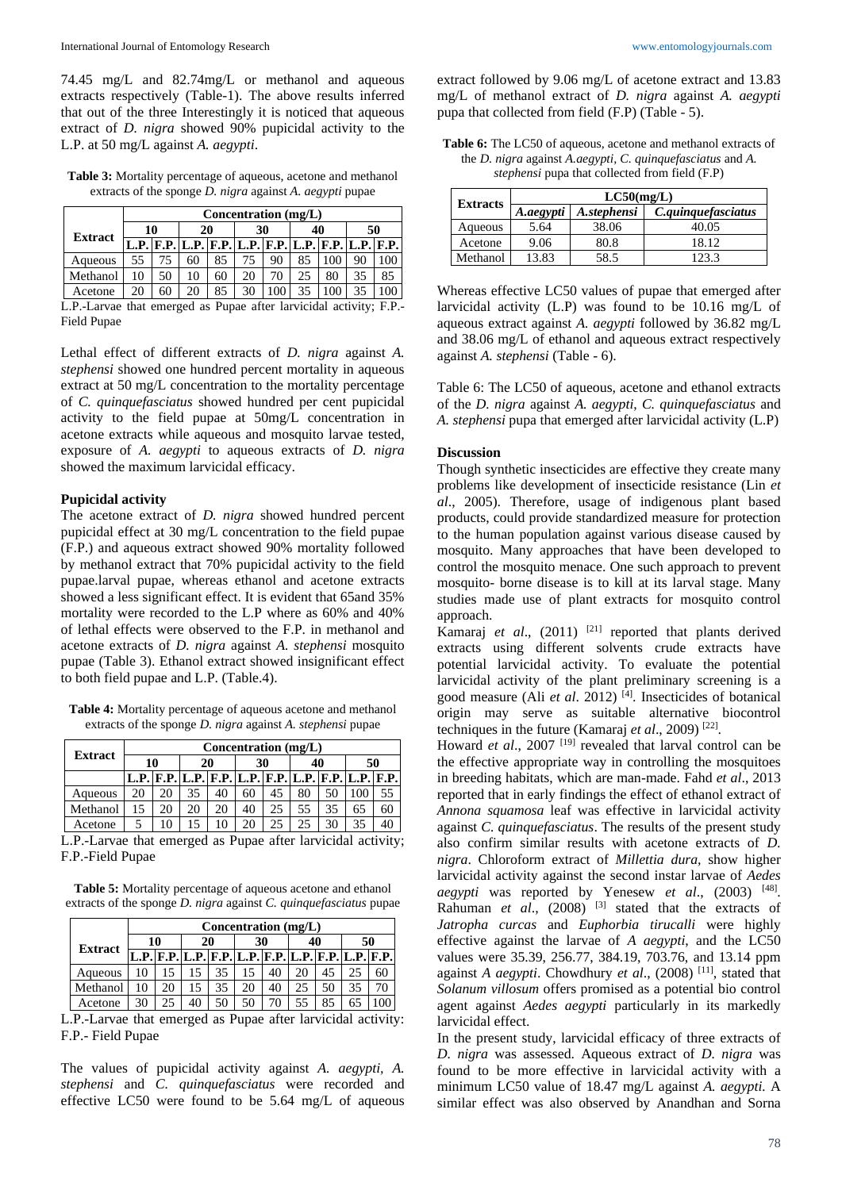74.45 mg/L and 82.74mg/L or methanol and aqueous extracts respectively (Table-1). The above results inferred that out of the three Interestingly it is noticed that aqueous extract of *D. nigra* showed 90% pupicidal activity to the L.P. at 50 mg/L against *A. aegypti*.

**Table 3:** Mortality percentage of aqueous, acetone and methanol extracts of the sponge *D. nigra* against *A. aegypti* pupae

| Extract | Concentration (mg/L) | | | | | | | | | |
|---|---|---|---|---|---|---|---|---|---|---|
| | 10 | | 20 | | 30 | | 40 | | 50 | |
| | L.P. | F.P. | L.P. | F.P. | L.P. | F.P. | L.P. | F.P. | L.P. | F.P. |
| Aqueous | 55 | 75 | 60 | 85 | 75 | 90 | 85 | 100 | 90 | 100 |
| Methanol | 10 | 50 | 10 | 60 | 20 | 70 | 25 | 80 | 35 | 85 |
| Acetone | 20 | 60 | 20 | 85 | 30 | 100 | 35 | 100 | 35 | 100 |

L.P.-Larvae that emerged as Pupae after larvicidal activity; F.P.-Field Pupae

Lethal effect of different extracts of *D. nigra* against *A. stephensi* showed one hundred percent mortality in aqueous extract at 50 mg/L concentration to the mortality percentage of *C. quinquefasciatus* showed hundred per cent pupicidal activity to the field pupae at 50mg/L concentration in acetone extracts while aqueous and mosquito larvae tested, exposure of *A. aegypti* to aqueous extracts of *D. nigra* showed the maximum larvicidal efficacy.

**Pupicidal activity**

The acetone extract of *D. nigra* showed hundred percent pupicidal effect at 30 mg/L concentration to the field pupae (F.P.) and aqueous extract showed 90% mortality followed by methanol extract that 70% pupicidal activity to the field pupae.larval pupae, whereas ethanol and acetone extracts showed a less significant effect. It is evident that 65and 35% mortality were recorded to the L.P where as 60% and 40% of lethal effects were observed to the F.P. in methanol and acetone extracts of *D. nigra* against *A. stephensi* mosquito pupae (Table 3). Ethanol extract showed insignificant effect to both field pupae and L.P. (Table.4).

**Table 4:** Mortality percentage of aqueous acetone and methanol extracts of the sponge *D. nigra* against *A. stephensi* pupae

| Extract | Concentration (mg/L) | | | | | | | | | |
|---|---|---|---|---|---|---|---|---|---|---|
| | 10 | | 20 | | 30 | | 40 | | 50 | |
| | L.P. | F.P. | L.P. | F.P. | L.P. | F.P. | L.P. | F.P. | L.P. | F.P. |
| Aqueous | 20 | 20 | 35 | 40 | 60 | 45 | 80 | 50 | 100 | 55 |
| Methanol | 15 | 20 | 20 | 20 | 40 | 25 | 55 | 35 | 65 | 60 |
| Acetone | 5 | 10 | 15 | 10 | 20 | 25 | 25 | 30 | 35 | 40 |

L.P.-Larvae that emerged as Pupae after larvicidal activity; F.P.-Field Pupae

**Table 5:** Mortality percentage of aqueous acetone and ethanol extracts of the sponge *D. nigra* against *C. quinquefasciatus* pupae

| Extract | Concentration (mg/L) | | | | | | | | | |
|---|---|---|---|---|---|---|---|---|---|---|
| | 10 | | 20 | | 30 | | 40 | | 50 | |
| | L.P. | F.P. | L.P. | F.P. | L.P. | F.P. | L.P. | F.P. | L.P. | F.P. |
| Aqueous | 10 | 15 | 15 | 35 | 15 | 40 | 20 | 45 | 25 | 60 |
| Methanol | 10 | 20 | 15 | 35 | 20 | 40 | 25 | 50 | 35 | 70 |
| Acetone | 30 | 25 | 40 | 50 | 50 | 70 | 55 | 85 | 65 | 100 |

L.P.-Larvae that emerged as Pupae after larvicidal activity: F.P.- Field Pupae

The values of pupicidal activity against *A. aegypti*, *A. stephensi* and *C. quinquefasciatus* were recorded and effective LC50 were found to be 5.64 mg/L of aqueous extract followed by 9.06 mg/L of acetone extract and 13.83 mg/L of methanol extract of *D. nigra* against *A. aegypti* pupa that collected from field (F.P) (Table - 5).

**Table 6:** The LC50 of aqueous, acetone and methanol extracts of the *D. nigra* against *A.aegypti*, *C. quinquefasciatus* and *A. stephensi* pupa that collected from field (F.P)

| Extracts | LC50(mg/L) | | |
|---|---|---|---|
| | *A.aegypti* | *A.stephensi* | *C.quinquefasciatus* |
| Aqueous | 5.64 | 38.06 | 40.05 |
| Acetone | 9.06 | 80.8 | 18.12 |
| Methanol | 13.83 | 58.5 | 123.3 |

Whereas effective LC50 values of pupae that emerged after larvicidal activity (L.P) was found to be 10.16 mg/L of aqueous extract against *A. aegypti* followed by 36.82 mg/L and 38.06 mg/L of ethanol and aqueous extract respectively against *A. stephensi* (Table - 6).

Table 6: The LC50 of aqueous, acetone and ethanol extracts of the *D. nigra* against *A. aegypti*, *C. quinquefasciatus* and *A. stephensi* pupa that emerged after larvicidal activity (L.P)

**Discussion**

Though synthetic insecticides are effective they create many problems like development of insecticide resistance (Lin *et al*., 2005). Therefore, usage of indigenous plant based products, could provide standardized measure for protection to the human population against various disease caused by mosquito. Many approaches that have been developed to control the mosquito menace. One such approach to prevent mosquito- borne disease is to kill at its larval stage. Many studies made use of plant extracts for mosquito control approach.

Kamaraj *et al*., (2011) [21] reported that plants derived extracts using different solvents crude extracts have potential larvicidal activity. To evaluate the potential larvicidal activity of the plant preliminary screening is a good measure (Ali *et al*. 2012) [4]. Insecticides of botanical origin may serve as suitable alternative biocontrol techniques in the future (Kamaraj *et al*., 2009) [22].

Howard *et al*., 2007 [19] revealed that larval control can be the effective appropriate way in controlling the mosquitoes in breeding habitats, which are man-made. Fahd *et al*., 2013 reported that in early findings the effect of ethanol extract of *Annona squamosa* leaf was effective in larvicidal activity against *C. quinquefasciatus*. The results of the present study also confirm similar results with acetone extracts of *D. nigra*. Chloroform extract of *Millettia dura*, show higher larvicidal activity against the second instar larvae of *Aedes aegypti* was reported by Yenesew *et al*., (2003) [48]. Rahuman *et al*., (2008) [3] stated that the extracts of *Jatropha curcas* and *Euphorbia tirucalli* were highly effective against the larvae of *A aegypti*, and the LC50 values were 35.39, 256.77, 384.19, 703.76, and 13.14 ppm against *A aegypti*. Chowdhury *et al*., (2008) [11], stated that *Solanum villosum* offers promised as a potential bio control agent against *Aedes aegypti* particularly in its markedly larvicidal effect.

In the present study, larvicidal efficacy of three extracts of *D. nigra* was assessed. Aqueous extract of *D. nigra* was found to be more effective in larvicidal activity with a minimum LC50 value of 18.47 mg/L against *A. aegypti*. A similar effect was also observed by Anandhan and Sorna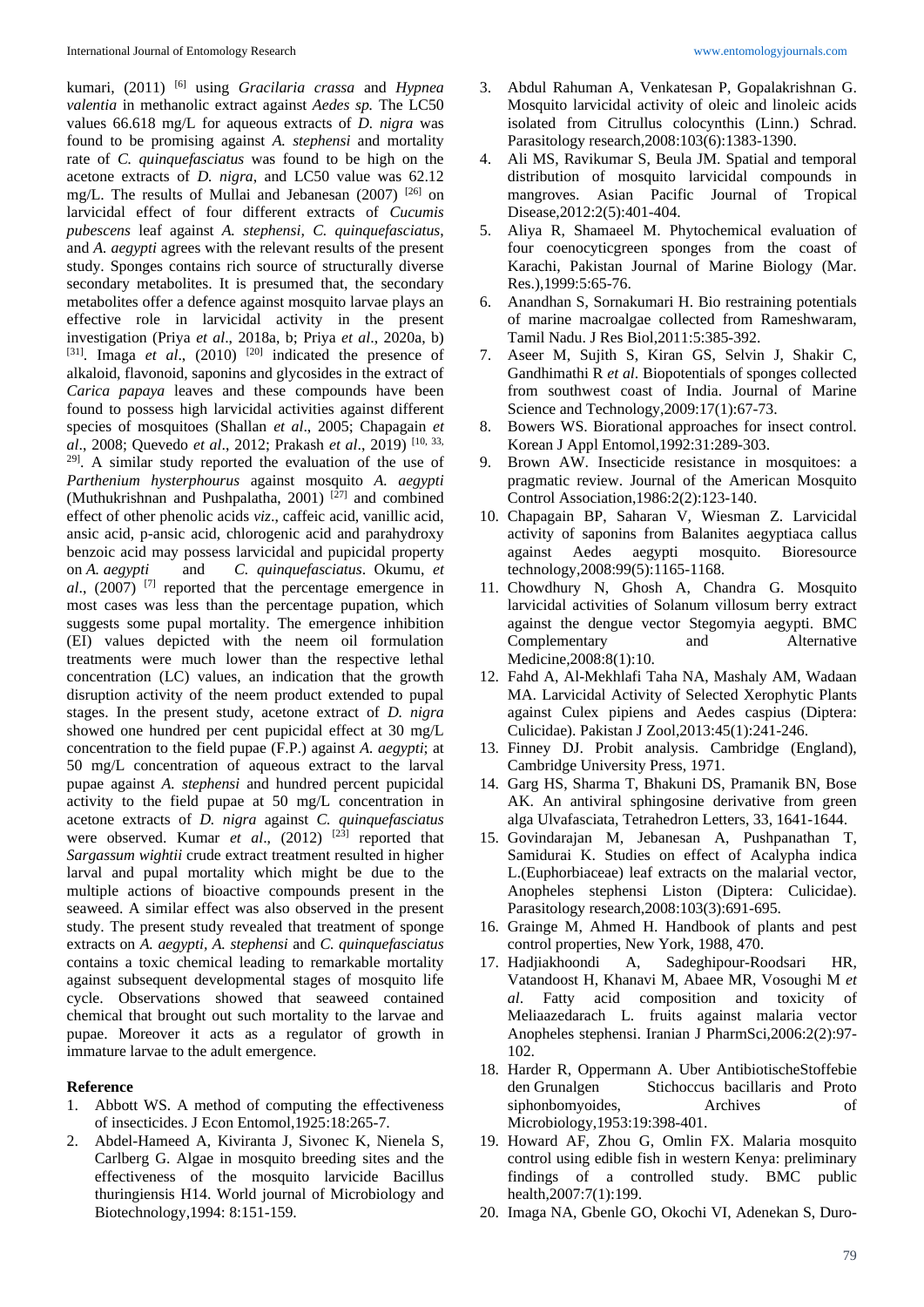kumari, (2011) [6] using *Gracilaria crassa* and *Hypnea valentia* in methanolic extract against *Aedes sp.* The LC50 values 66.618 mg/L for aqueous extracts of *D. nigra* was found to be promising against *A. stephensi* and mortality rate of *C. quinquefasciatus* was found to be high on the acetone extracts of *D. nigra*, and LC50 value was 62.12 mg/L. The results of Mullai and Jebanesan (2007) [26] on larvicidal effect of four different extracts of *Cucumis pubescens* leaf against *A. stephensi, C. quinquefasciatus*, and *A. aegypti* agrees with the relevant results of the present study. Sponges contains rich source of structurally diverse secondary metabolites. It is presumed that, the secondary metabolites offer a defence against mosquito larvae plays an effective role in larvicidal activity in the present investigation (Priya *et al*., 2018a, b; Priya *et al*., 2020a, b) [31]. Imaga *et al*., (2010) [20] indicated the presence of alkaloid, flavonoid, saponins and glycosides in the extract of *Carica papaya* leaves and these compounds have been found to possess high larvicidal activities against different species of mosquitoes (Shallan *et al*., 2005; Chapagain *et al*., 2008; Quevedo *et al*., 2012; Prakash *et al*., 2019) [10, 33, 29]. A similar study reported the evaluation of the use of *Parthenium hysterphourus* against mosquito *A. aegypti* (Muthukrishnan and Pushpalatha, 2001) [27] and combined effect of other phenolic acids *viz*., caffeic acid, vanillic acid, ansic acid, p-ansic acid, chlorogenic acid and parahydroxy benzoic acid may possess larvicidal and pupicidal property on *A. aegypti* and *C. quinquefasciatus*. Okumu, *et al*., (2007) [7] reported that the percentage emergence in most cases was less than the percentage pupation, which suggests some pupal mortality. The emergence inhibition (EI) values depicted with the neem oil formulation treatments were much lower than the respective lethal concentration (LC) values, an indication that the growth disruption activity of the neem product extended to pupal stages. In the present study, acetone extract of *D. nigra* showed one hundred per cent pupicidal effect at 30 mg/L concentration to the field pupae (F.P.) against *A. aegypti*; at 50 mg/L concentration of aqueous extract to the larval pupae against *A. stephensi* and hundred percent pupicidal activity to the field pupae at 50 mg/L concentration in acetone extracts of *D. nigra* against *C. quinquefasciatus* were observed. Kumar *et al*., (2012) [23] reported that *Sargassum wightii* crude extract treatment resulted in higher larval and pupal mortality which might be due to the multiple actions of bioactive compounds present in the seaweed. A similar effect was also observed in the present study. The present study revealed that treatment of sponge extracts on *A. aegypti, A. stephensi* and *C. quinquefasciatus* contains a toxic chemical leading to remarkable mortality against subsequent developmental stages of mosquito life cycle. Observations showed that seaweed contained chemical that brought out such mortality to the larvae and pupae. Moreover it acts as a regulator of growth in immature larvae to the adult emergence.

## Reference

1. Abbott WS. A method of computing the effectiveness of insecticides. J Econ Entomol,1925:18:265-7.
2. Abdel-Hameed A, Kiviranta J, Sivonec K, Nienela S, Carlberg G. Algae in mosquito breeding sites and the effectiveness of the mosquito larvicide Bacillus thuringiensis H14. World journal of Microbiology and Biotechnology,1994: 8:151-159.
3. Abdul Rahuman A, Venkatesan P, Gopalakrishnan G. Mosquito larvicidal activity of oleic and linoleic acids isolated from Citrullus colocynthis (Linn.) Schrad. Parasitology research,2008:103(6):1383-1390.
4. Ali MS, Ravikumar S, Beula JM. Spatial and temporal distribution of mosquito larvicidal compounds in mangroves. Asian Pacific Journal of Tropical Disease,2012:2(5):401-404.
5. Aliya R, Shamaeel M. Phytochemical evaluation of four coenocyticgreen sponges from the coast of Karachi, Pakistan Journal of Marine Biology (Mar. Res.),1999:5:65-76.
6. Anandhan S, Sornakumari H. Bio restraining potentials of marine macroalgae collected from Rameshwaram, Tamil Nadu. J Res Biol,2011:5:385-392.
7. Aseer M, Sujith S, Kiran GS, Selvin J, Shakir C, Gandhimathi R *et al*. Biopotentials of sponges collected from southwest coast of India. Journal of Marine Science and Technology,2009:17(1):67-73.
8. Bowers WS. Biorational approaches for insect control. Korean J Appl Entomol,1992:31:289-303.
9. Brown AW. Insecticide resistance in mosquitoes: a pragmatic review. Journal of the American Mosquito Control Association,1986:2(2):123-140.
10. Chapagain BP, Saharan V, Wiesman Z. Larvicidal activity of saponins from Balanites aegyptiaca callus against Aedes aegypti mosquito. Bioresource technology,2008:99(5):1165-1168.
11. Chowdhury N, Ghosh A, Chandra G. Mosquito larvicidal activities of Solanum villosum berry extract against the dengue vector Stegomyia aegypti. BMC Complementary and Alternative Medicine,2008:8(1):10.
12. Fahd A, Al-Mekhlafi Taha NA, Mashaly AM, Wadaan MA. Larvicidal Activity of Selected Xerophytic Plants against Culex pipiens and Aedes caspius (Diptera: Culicidae). Pakistan J Zool,2013:45(1):241-246.
13. Finney DJ. Probit analysis. Cambridge (England), Cambridge University Press, 1971.
14. Garg HS, Sharma T, Bhakuni DS, Pramanik BN, Bose AK. An antiviral sphingosine derivative from green alga Ulvafasciata, Tetrahedron Letters, 33, 1641-1644.
15. Govindarajan M, Jebanesan A, Pushpanathan T, Samidurai K. Studies on effect of Acalypha indica L.(Euphorbiaceae) leaf extracts on the malarial vector, Anopheles stephensi Liston (Diptera: Culicidae). Parasitology research,2008:103(3):691-695.
16. Grainge M, Ahmed H. Handbook of plants and pest control properties, New York, 1988, 470.
17. Hadjiakhoondi A, Sadeghipour-Roodsari HR, Vatandoost H, Khanavi M, Abaee MR, Vosoughi M *et al*. Fatty acid composition and toxicity of Meliaazedarach L. fruits against malaria vector Anopheles stephensi. Iranian J PharmSci,2006:2(2):97-102.
18. Harder R, Oppermann A. Uber AntibiotischeStoffebie den Grunalgen Stichoccus bacillaris and Proto siphonbomyoides, Archives of Microbiology,1953:19:398-401.
19. Howard AF, Zhou G, Omlin FX. Malaria mosquito control using edible fish in western Kenya: preliminary findings of a controlled study. BMC public health,2007:7(1):199.
20. Imaga NA, Gbenle GO, Okochi VI, Adenekan S, Duro-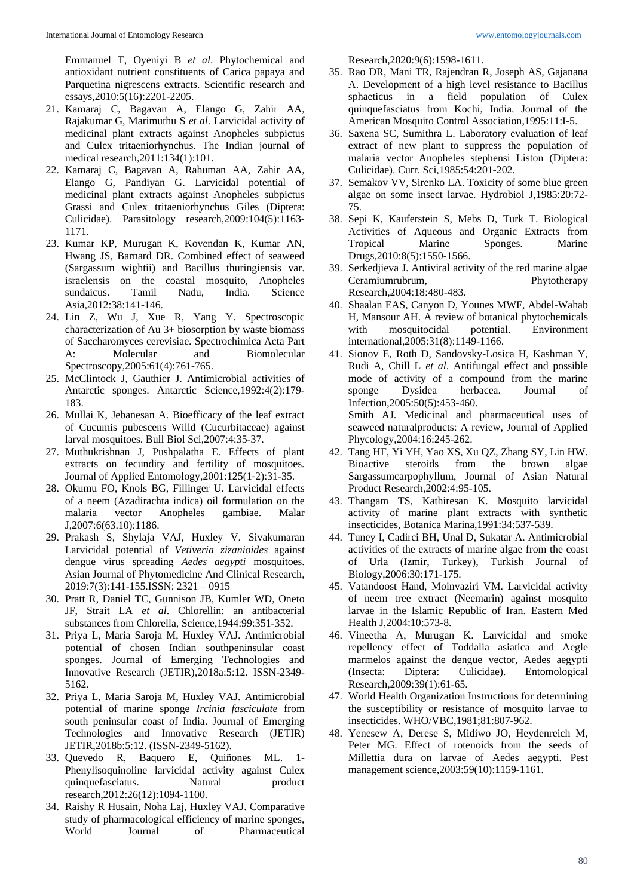Emmanuel T, Oyeniyi B *et al*. Phytochemical and antioxidant nutrient constituents of Carica papaya and Parquetina nigrescens extracts. Scientific research and essays,2010:5(16):2201-2205.

21. Kamaraj C, Bagavan A, Elango G, Zahir AA, Rajakumar G, Marimuthu S *et al*. Larvicidal activity of medicinal plant extracts against Anopheles subpictus and Culex tritaeniorhynchus. The Indian journal of medical research,2011:134(1):101.
22. Kamaraj C, Bagavan A, Rahuman AA, Zahir AA, Elango G, Pandiyan G. Larvicidal potential of medicinal plant extracts against Anopheles subpictus Grassi and Culex tritaeniorhynchus Giles (Diptera: Culicidae). Parasitology research,2009:104(5):1163-1171.
23. Kumar KP, Murugan K, Kovendan K, Kumar AN, Hwang JS, Barnard DR. Combined effect of seaweed (Sargassum wightii) and Bacillus thuringiensis var. israelensis on the coastal mosquito, Anopheles sundaicus. Tamil Nadu, India. Science Asia,2012:38:141-146.
24. Lin Z, Wu J, Xue R, Yang Y. Spectroscopic characterization of Au 3+ biosorption by waste biomass of Saccharomyces cerevisiae. Spectrochimica Acta Part A: Molecular and Biomolecular Spectroscopy,2005:61(4):761-765.
25. McClintock J, Gauthier J. Antimicrobial activities of Antarctic sponges. Antarctic Science,1992:4(2):179-183.
26. Mullai K, Jebanesan A. Bioefficacy of the leaf extract of Cucumis pubescens Willd (Cucurbitaceae) against larval mosquitoes. Bull Biol Sci,2007:4:35-37.
27. Muthukrishnan J, Pushpalatha E. Effects of plant extracts on fecundity and fertility of mosquitoes. Journal of Applied Entomology,2001:125(1-2):31-35.
28. Okumu FO, Knols BG, Fillinger U. Larvicidal effects of a neem (Azadirachta indica) oil formulation on the malaria vector Anopheles gambiae. Malar J,2007:6(63.10):1186.
29. Prakash S, Shylaja VAJ, Huxley V. Sivakumaran Larvicidal potential of *Vetiveria zizanioides* against dengue virus spreading *Aedes aegypti* mosquitoes. Asian Journal of Phytomedicine And Clinical Research, 2019:7(3):141-155.ISSN: 2321 – 0915
30. Pratt R, Daniel TC, Gunnison JB, Kumler WD, Oneto JF, Strait LA *et al*. Chlorellin: an antibacterial substances from Chlorella, Science,1944:99:351-352.
31. Priya L, Maria Saroja M, Huxley VAJ. Antimicrobial potential of chosen Indian southpeninsular coast sponges. Journal of Emerging Technologies and Innovative Research (JETIR),2018a:5:12. ISSN-2349-5162.
32. Priya L, Maria Saroja M, Huxley VAJ. Antimicrobial potential of marine sponge *Ircinia fasciculate* from south peninsular coast of India. Journal of Emerging Technologies and Innovative Research (JETIR) JETIR,2018b:5:12. (ISSN-2349-5162).
33. Quevedo R, Baquero E, Quiñones ML. 1-Phenylisoquinoline larvicidal activity against Culex quinquefasciatus. Natural product research,2012:26(12):1094-1100.
34. Raishy R Husain, Noha Laj, Huxley VAJ. Comparative study of pharmacological efficiency of marine sponges, World Journal of Pharmaceutical Research,2020:9(6):1598-1611.
35. Rao DR, Mani TR, Rajendran R, Joseph AS, Gajanana A. Development of a high level resistance to Bacillus sphaeticus in a field population of Culex quinquefasciatus from Kochi, India. Journal of the American Mosquito Control Association,1995:11:I-5.
36. Saxena SC, Sumithra L. Laboratory evaluation of leaf extract of new plant to suppress the population of malaria vector Anopheles stephensi Liston (Diptera: Culicidae). Curr. Sci,1985:54:201-202.
37. Semakov VV, Sirenko LA. Toxicity of some blue green algae on some insect larvae. Hydrobiol J,1985:20:72-75.
38. Sepi K, Kauferstein S, Mebs D, Turk T. Biological Activities of Aqueous and Organic Extracts from Tropical Marine Sponges. Marine Drugs,2010:8(5):1550-1566.
39. Serkedjieva J. Antiviral activity of the red marine algae Ceramiumrubrum, Phytotherapy Research,2004:18:480-483.
40. Shaalan EAS, Canyon D, Younes MWF, Abdel-Wahab H, Mansour AH. A review of botanical phytochemicals with mosquitocidal potential. Environment international,2005:31(8):1149-1166.
41. Sionov E, Roth D, Sandovsky-Losica H, Kashman Y, Rudi A, Chill L *et al*. Antifungal effect and possible mode of activity of a compound from the marine sponge Dysidea herbacea. Journal of Infection,2005:50(5):453-460.
    Smith AJ. Medicinal and pharmaceutical uses of seaweed naturalproducts: A review, Journal of Applied Phycology,2004:16:245-262.
42. Tang HF, Yi YH, Yao XS, Xu QZ, Zhang SY, Lin HW. Bioactive steroids from the brown algae Sargassumcarpophyllum, Journal of Asian Natural Product Research,2002:4:95-105.
43. Thangam TS, Kathiresan K. Mosquito larvicidal activity of marine plant extracts with synthetic insecticides, Botanica Marina,1991:34:537-539.
44. Tuney I, Cadirci BH, Unal D, Sukatar A. Antimicrobial activities of the extracts of marine algae from the coast of Urla (Izmir, Turkey), Turkish Journal of Biology,2006:30:171-175.
45. Vatandoost Hand, Moinvaziri VM. Larvicidal activity of neem tree extract (Neemarin) against mosquito larvae in the Islamic Republic of Iran. Eastern Med Health J,2004:10:573-8.
46. Vineetha A, Murugan K. Larvicidal and smoke repellency effect of Toddalia asiatica and Aegle marmelos against the dengue vector, Aedes aegypti (Insecta: Diptera: Culicidae). Entomological Research,2009:39(1):61-65.
47. World Health Organization Instructions for determining the susceptibility or resistance of mosquito larvae to insecticides. WHO/VBC,1981;81:807-962.
48. Yenesew A, Derese S, Midiwo JO, Heydenreich M, Peter MG. Effect of rotenoids from the seeds of Millettia dura on larvae of Aedes aegypti. Pest management science,2003:59(10):1159-1161.